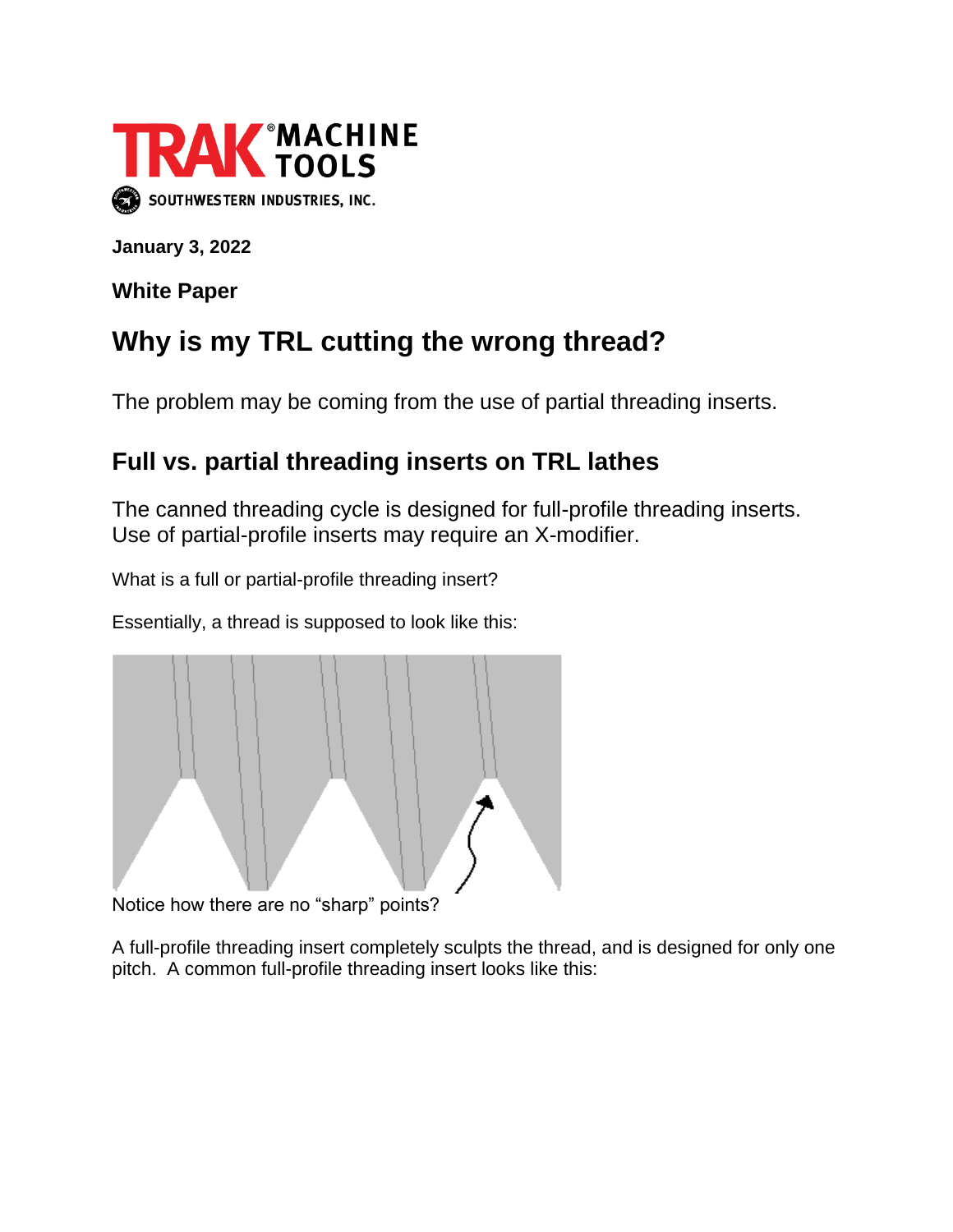TRAK® MACHINE TOOLS

SOUTHWESTERN INDUSTRIES, INC.

**January 3, 2022**

**White Paper**

# Why is my TRL cutting the wrong thread?

The problem may be coming from the use of partial threading inserts.

## Full vs. partial threading inserts on TRL lathes

The canned threading cycle is designed for full-profile threading inserts. Use of partial-profile inserts may require an X-modifier.

What is a full or partial-profile threading insert?

Essentially, a thread is supposed to look like this:

Notice how there are no "sharp" points?

A full-profile threading insert completely sculpts the thread, and is designed for only one pitch. A common full-profile threading insert looks like this: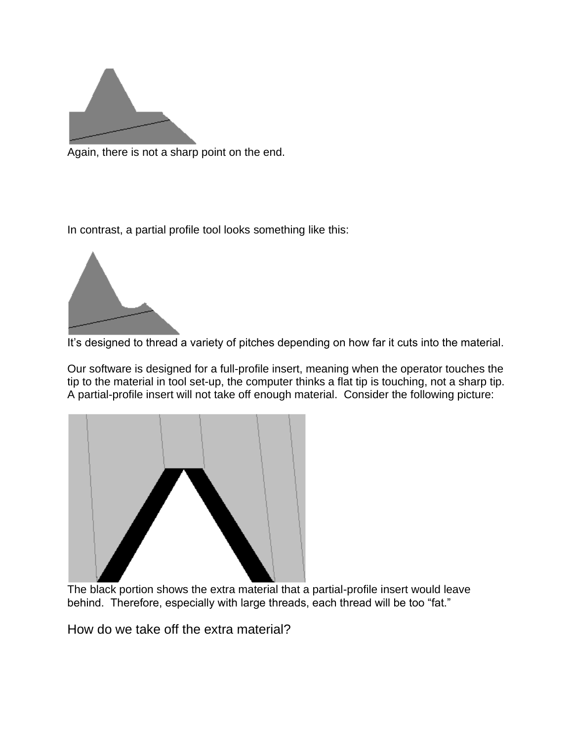Again, there is not a sharp point on the end.

In contrast, a partial profile tool looks something like this:

It's designed to thread a variety of pitches depending on how far it cuts into the material.

Our software is designed for a full-profile insert, meaning when the operator touches the tip to the material in tool set-up, the computer thinks a flat tip is touching, not a sharp tip. A partial-profile insert will not take off enough material. Consider the following picture:

The black portion shows the extra material that a partial-profile insert would leave behind. Therefore, especially with large threads, each thread will be too "fat."

## How do we take off the extra material?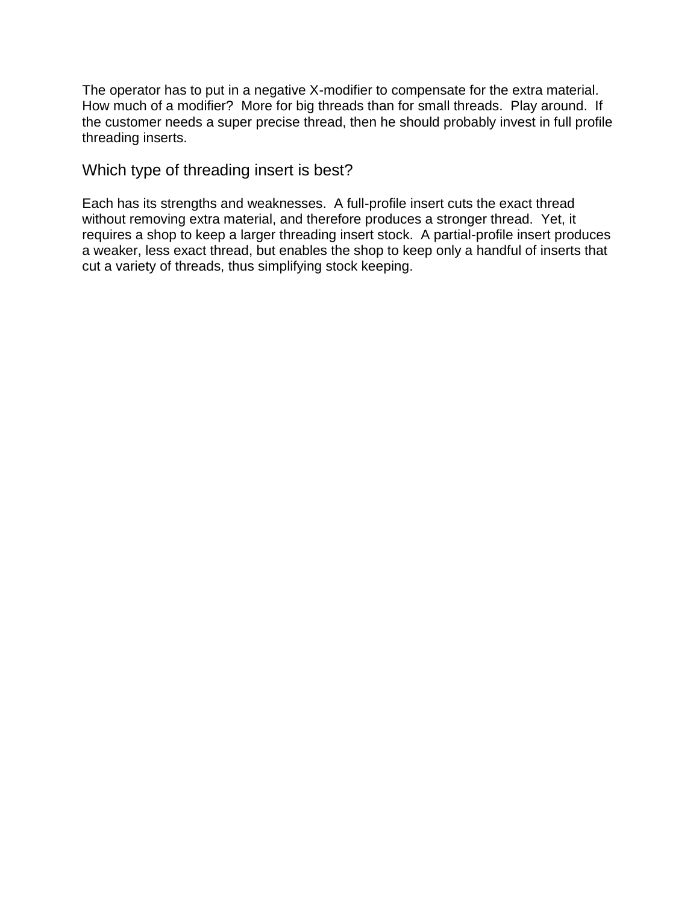The operator has to put in a negative X-modifier to compensate for the extra material. How much of a modifier? More for big threads than for small threads. Play around. If the customer needs a super precise thread, then he should probably invest in full profile threading inserts.

## Which type of threading insert is best?

Each has its strengths and weaknesses. A full-profile insert cuts the exact thread without removing extra material, and therefore produces a stronger thread. Yet, it requires a shop to keep a larger threading insert stock. A partial-profile insert produces a weaker, less exact thread, but enables the shop to keep only a handful of inserts that cut a variety of threads, thus simplifying stock keeping.